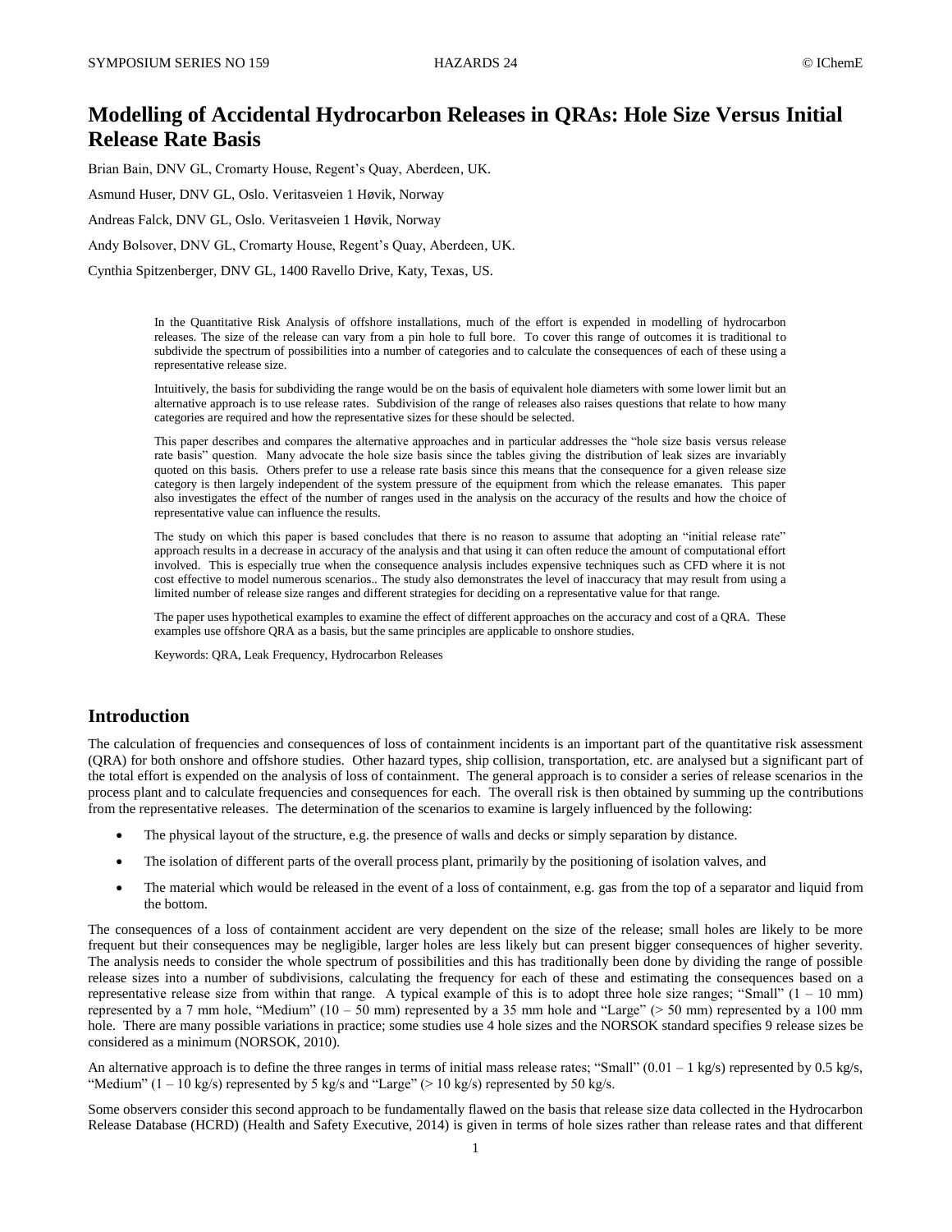# Modelling of Accidental Hydrocarbon Releases in QRAs: Hole Size Versus Initial Release Rate Basis

Brian Bain, DNV GL, Cromarty House, Regent's Quay, Aberdeen, UK.

Asmund Huser, DNV GL, Oslo. Veritasveien 1 Høvik, Norway

Andreas Falck, DNV GL, Oslo. Veritasveien 1 Høvik, Norway

Andy Bolsover, DNV GL, Cromarty House, Regent's Quay, Aberdeen, UK.

Cynthia Spitzenberger, DNV GL, 1400 Ravello Drive, Katy, Texas, US.

In the Quantitative Risk Analysis of offshore installations, much of the effort is expended in modelling of hydrocarbon releases. The size of the release can vary from a pin hole to full bore. To cover this range of outcomes it is traditional to subdivide the spectrum of possibilities into a number of categories and to calculate the consequences of each of these using a representative release size.

Intuitively, the basis for subdividing the range would be on the basis of equivalent hole diameters with some lower limit but an alternative approach is to use release rates. Subdivision of the range of releases also raises questions that relate to how many categories are required and how the representative sizes for these should be selected.

This paper describes and compares the alternative approaches and in particular addresses the "hole size basis versus release rate basis" question. Many advocate the hole size basis since the tables giving the distribution of leak sizes are invariably quoted on this basis. Others prefer to use a release rate basis since this means that the consequence for a given release size category is then largely independent of the system pressure of the equipment from which the release emanates. This paper also investigates the effect of the number of ranges used in the analysis on the accuracy of the results and how the choice of representative value can influence the results.

The study on which this paper is based concludes that there is no reason to assume that adopting an "initial release rate" approach results in a decrease in accuracy of the analysis and that using it can often reduce the amount of computational effort involved. This is especially true when the consequence analysis includes expensive techniques such as CFD where it is not cost effective to model numerous scenarios.. The study also demonstrates the level of inaccuracy that may result from using a limited number of release size ranges and different strategies for deciding on a representative value for that range.

The paper uses hypothetical examples to examine the effect of different approaches on the accuracy and cost of a QRA. These examples use offshore QRA as a basis, but the same principles are applicable to onshore studies.

Keywords: QRA, Leak Frequency, Hydrocarbon Releases

## Introduction

The calculation of frequencies and consequences of loss of containment incidents is an important part of the quantitative risk assessment (QRA) for both onshore and offshore studies. Other hazard types, ship collision, transportation, etc. are analysed but a significant part of the total effort is expended on the analysis of loss of containment. The general approach is to consider a series of release scenarios in the process plant and to calculate frequencies and consequences for each. The overall risk is then obtained by summing up the contributions from the representative releases. The determination of the scenarios to examine is largely influenced by the following:

- The physical layout of the structure, e.g. the presence of walls and decks or simply separation by distance.
- The isolation of different parts of the overall process plant, primarily by the positioning of isolation valves, and
- The material which would be released in the event of a loss of containment, e.g. gas from the top of a separator and liquid from the bottom.

The consequences of a loss of containment accident are very dependent on the size of the release; small holes are likely to be more frequent but their consequences may be negligible, larger holes are less likely but can present bigger consequences of higher severity. The analysis needs to consider the whole spectrum of possibilities and this has traditionally been done by dividing the range of possible release sizes into a number of subdivisions, calculating the frequency for each of these and estimating the consequences based on a representative release size from within that range. A typical example of this is to adopt three hole size ranges; "Small" (1 – 10 mm) represented by a 7 mm hole, "Medium" (10 – 50 mm) represented by a 35 mm hole and "Large" (> 50 mm) represented by a 100 mm hole. There are many possible variations in practice; some studies use 4 hole sizes and the NORSOK standard specifies 9 release sizes be considered as a minimum (NORSOK, 2010).

An alternative approach is to define the three ranges in terms of initial mass release rates; "Small" (0.01 – 1 kg/s) represented by 0.5 kg/s, "Medium" (1 – 10 kg/s) represented by 5 kg/s and "Large" (> 10 kg/s) represented by 50 kg/s.

Some observers consider this second approach to be fundamentally flawed on the basis that release size data collected in the Hydrocarbon Release Database (HCRD) (Health and Safety Executive, 2014) is given in terms of hole sizes rather than release rates and that different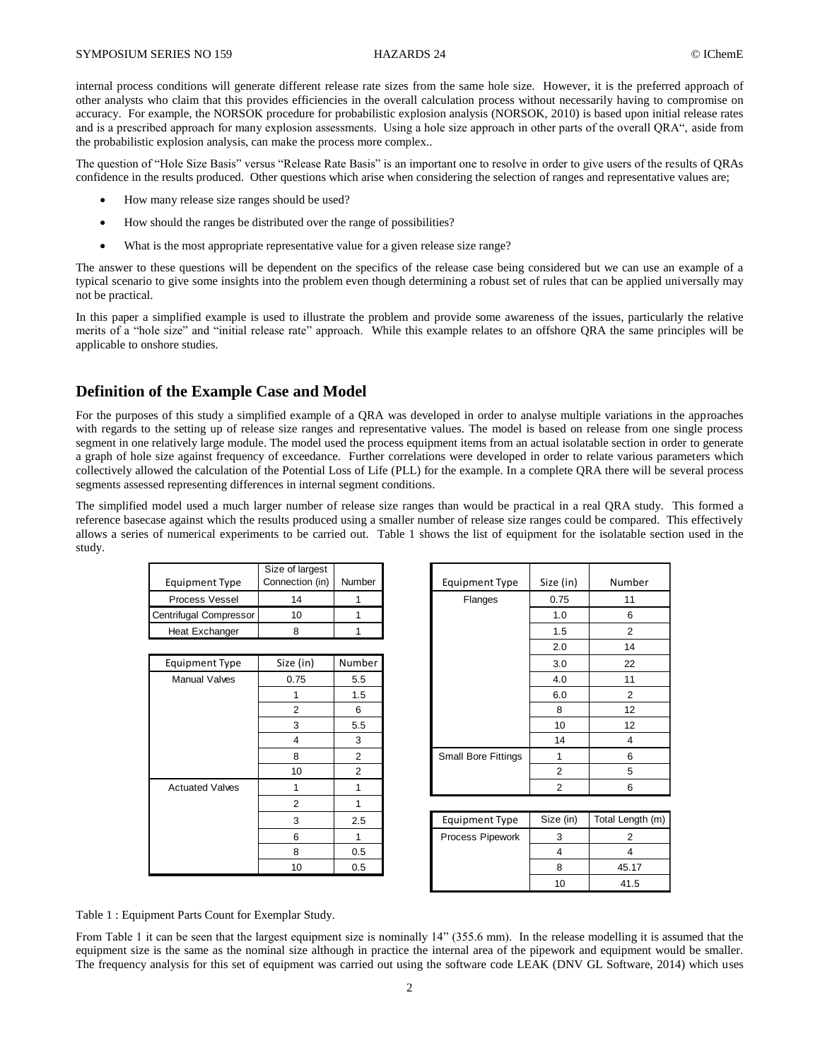internal process conditions will generate different release rate sizes from the same hole size. However, it is the preferred approach of other analysts who claim that this provides efficiencies in the overall calculation process without necessarily having to compromise on accuracy. For example, the NORSOK procedure for probabilistic explosion analysis (NORSOK, 2010) is based upon initial release rates and is a prescribed approach for many explosion assessments. Using a hole size approach in other parts of the overall QRA", aside from the probabilistic explosion analysis, can make the process more complex..

The question of "Hole Size Basis" versus "Release Rate Basis" is an important one to resolve in order to give users of the results of QRAs confidence in the results produced. Other questions which arise when considering the selection of ranges and representative values are;

- How many release size ranges should be used?
- How should the ranges be distributed over the range of possibilities?
- What is the most appropriate representative value for a given release size range?

The answer to these questions will be dependent on the specifics of the release case being considered but we can use an example of a typical scenario to give some insights into the problem even though determining a robust set of rules that can be applied universally may not be practical.

In this paper a simplified example is used to illustrate the problem and provide some awareness of the issues, particularly the relative merits of a "hole size" and "initial release rate" approach. While this example relates to an offshore QRA the same principles will be applicable to onshore studies.

## Definition of the Example Case and Model

For the purposes of this study a simplified example of a QRA was developed in order to analyse multiple variations in the approaches with regards to the setting up of release size ranges and representative values. The model is based on release from one single process segment in one relatively large module. The model used the process equipment items from an actual isolatable section in order to generate a graph of hole size against frequency of exceedance. Further correlations were developed in order to relate various parameters which collectively allowed the calculation of the Potential Loss of Life (PLL) for the example. In a complete QRA there will be several process segments assessed representing differences in internal segment conditions.

The simplified model used a much larger number of release size ranges than would be practical in a real QRA study. This formed a reference basecase against which the results produced using a smaller number of release size ranges could be compared. This effectively allows a series of numerical experiments to be carried out. Table 1 shows the list of equipment for the isolatable section used in the study.

| Equipment Type | Size of largest Connection (in) | Number |
|---|---|---|
| Process Vessel | 14 | 1 |
| Centrifugal Compressor | 10 | 1 |
| Heat Exchanger | 8 | 1 |

| Equipment Type | Size (in) | Number |
|---|---|---|
| Manual Valves | 0.75 | 5.5 |
| | 1 | 1.5 |
| | 2 | 6 |
| | 3 | 5.5 |
| | 4 | 3 |
| | 8 | 2 |
| | 10 | 2 |
| Actuated Valves | 1 | 1 |
| | 2 | 1 |
| | 3 | 2.5 |
| | 6 | 1 |
| | 8 | 0.5 |
| | 10 | 0.5 |

| Equipment Type | Size (in) | Number |
|---|---|---|
| Flanges | 0.75 | 11 |
| | 1.0 | 6 |
| | 1.5 | 2 |
| | 2.0 | 14 |
| | 3.0 | 22 |
| | 4.0 | 11 |
| | 6.0 | 2 |
| | 8 | 12 |
| | 10 | 12 |
| | 14 | 4 |
| Small Bore Fittings | 1 | 6 |
| | 2 | 5 |
| | 2 | 6 |

| Equipment Type | Size (in) | Total Length (m) |
|---|---|---|
| Process Pipework | 3 | 2 |
| | 4 | 4 |
| | 8 | 45.17 |
| | 10 | 41.5 |

Table 1 : Equipment Parts Count for Exemplar Study.

From Table 1 it can be seen that the largest equipment size is nominally 14" (355.6 mm). In the release modelling it is assumed that the equipment size is the same as the nominal size although in practice the internal area of the pipework and equipment would be smaller. The frequency analysis for this set of equipment was carried out using the software code LEAK (DNV GL Software, 2014) which uses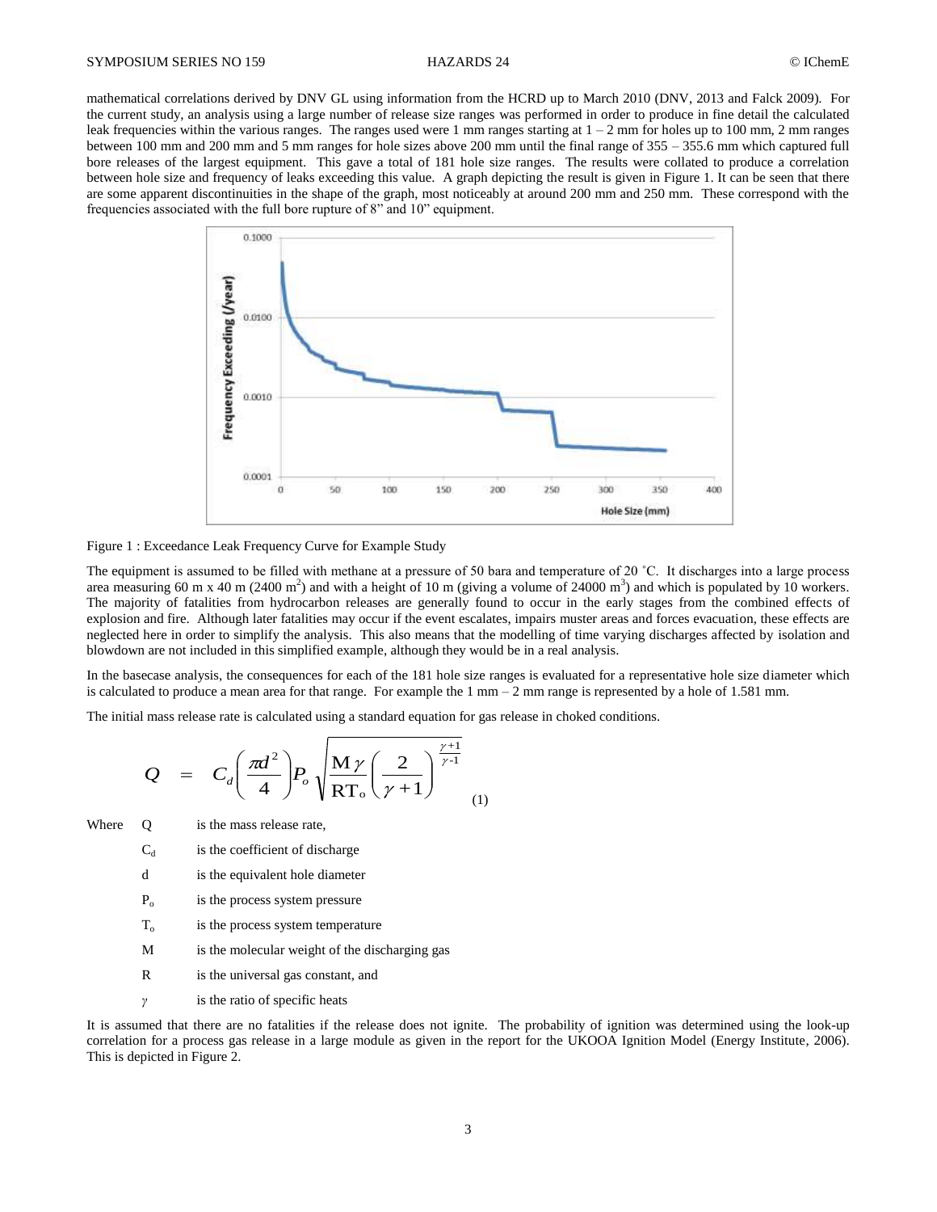mathematical correlations derived by DNV GL using information from the HCRD up to March 2010 (DNV, 2013 and Falck 2009). For the current study, an analysis using a large number of release size ranges was performed in order to produce in fine detail the calculated leak frequencies within the various ranges. The ranges used were 1 mm ranges starting at 1 – 2 mm for holes up to 100 mm, 2 mm ranges between 100 mm and 200 mm and 5 mm ranges for hole sizes above 200 mm until the final range of 355 – 355.6 mm which captured full bore releases of the largest equipment. This gave a total of 181 hole size ranges. The results were collated to produce a correlation between hole size and frequency of leaks exceeding this value. A graph depicting the result is given in Figure 1. It can be seen that there are some apparent discontinuities in the shape of the graph, most noticeably at around 200 mm and 250 mm. These correspond with the frequencies associated with the full bore rupture of 8" and 10" equipment.

Figure 1 : Exceedance Leak Frequency Curve for Example Study

The equipment is assumed to be filled with methane at a pressure of 50 bara and temperature of 20 ˚C. It discharges into a large process area measuring 60 m x 40 m (2400 $m^2$) and with a height of 10 m (giving a volume of 24000 $m^3$) and which is populated by 10 workers. The majority of fatalities from hydrocarbon releases are generally found to occur in the early stages from the combined effects of explosion and fire. Although later fatalities may occur if the event escalates, impairs muster areas and forces evacuation, these effects are neglected here in order to simplify the analysis. This also means that the modelling of time varying discharges affected by isolation and blowdown are not included in this simplified example, although they would be in a real analysis.

In the basecase analysis, the consequences for each of the 181 hole size ranges is evaluated for a representative hole size diameter which is calculated to produce a mean area for that range. For example the 1 mm – 2 mm range is represented by a hole of 1.581 mm.

The initial mass release rate is calculated using a standard equation for gas release in choked conditions.

$$Q = C_d \left( \frac{\pi d^2}{4} \right) P_o \sqrt{\frac{M\gamma}{RT_o} \left( \frac{2}{\gamma + 1} \right)^{\frac{\gamma+1}{\gamma-1}}} \quad (1)$$

Where
- $Q$ is the mass release rate,
- $C_d$ is the coefficient of discharge
- $d$ is the equivalent hole diameter
- $P_o$ is the process system pressure
- $T_o$ is the process system temperature
- $M$ is the molecular weight of the discharging gas
- $R$ is the universal gas constant, and
- $\gamma$ is the ratio of specific heats

It is assumed that there are no fatalities if the release does not ignite. The probability of ignition was determined using the look-up correlation for a process gas release in a large module as given in the report for the UKOOA Ignition Model (Energy Institute, 2006). This is depicted in Figure 2.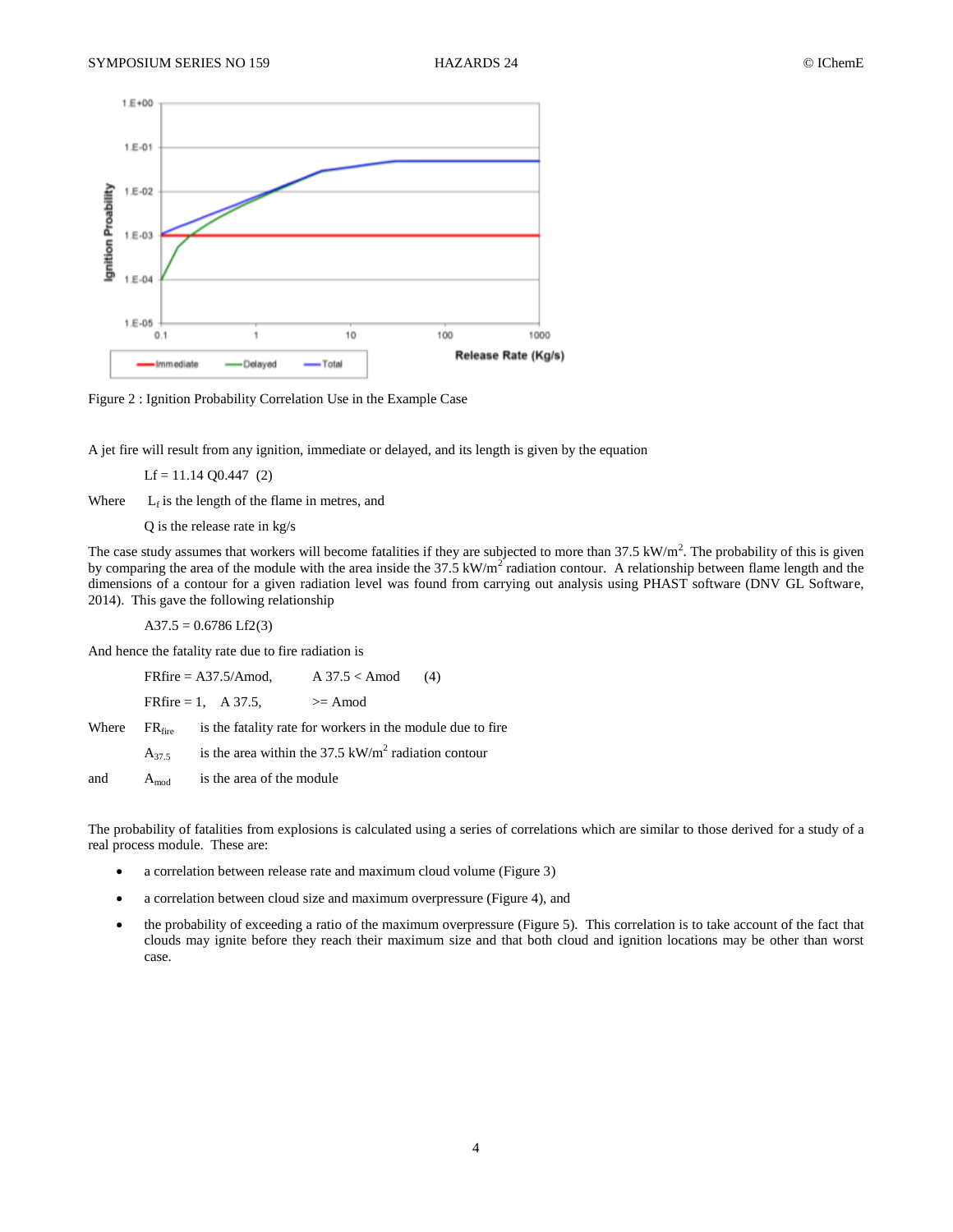Figure 2 : Ignition Probability Correlation Use in the Example Case

A jet fire will result from any ignition, immediate or delayed, and its length is given by the equation

$$L_f = 11.14\, Q^{0.447} \quad (2)$$

Where $L_f$ is the length of the flame in metres, and

$Q$ is the release rate in kg/s

The case study assumes that workers will become fatalities if they are subjected to more than 37.5 kW/m$^2$. The probability of this is given by comparing the area of the module with the area inside the 37.5 kW/m$^2$ radiation contour. A relationship between flame length and the dimensions of a contour for a given radiation level was found from carrying out analysis using PHAST software (DNV GL Software, 2014). This gave the following relationship

$$A_{37.5} = 0.6786\, L_f^2 \quad (3)$$

And hence the fatality rate due to fire radiation is

$$FR_{fire} = A_{37.5}/A_{mod}, \qquad A_{37.5} < A_{mod} \qquad (4)$$

$$FR_{fire} = 1, \qquad A_{37.5} \geq A_{mod}$$

Where $FR_{fire}$ is the fatality rate for workers in the module due to fire

$A_{37.5}$ is the area within the 37.5 kW/m$^2$ radiation contour

and $A_{mod}$ is the area of the module

The probability of fatalities from explosions is calculated using a series of correlations which are similar to those derived for a study of a real process module. These are:

- a correlation between release rate and maximum cloud volume (Figure 3)
- a correlation between cloud size and maximum overpressure (Figure 4), and
- the probability of exceeding a ratio of the maximum overpressure (Figure 5). This correlation is to take account of the fact that clouds may ignite before they reach their maximum size and that both cloud and ignition locations may be other than worst case.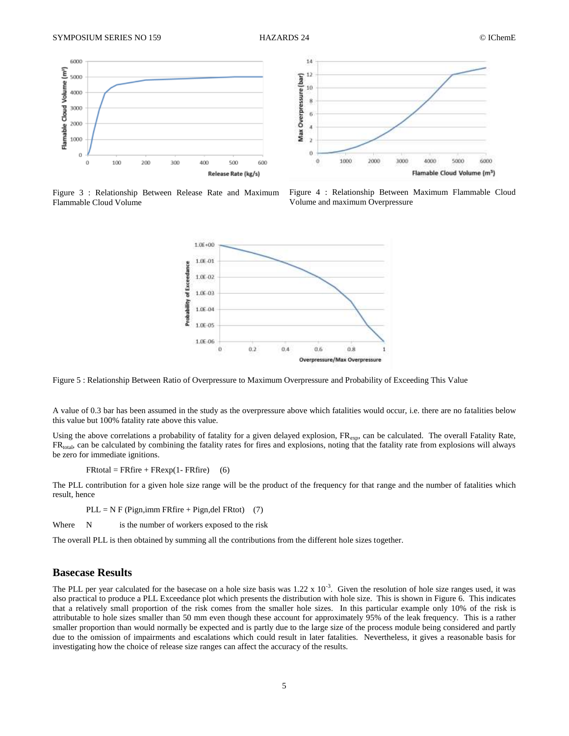Figure 3 : Relationship Between Release Rate and Maximum Flammable Cloud Volume

Figure 4 : Relationship Between Maximum Flammable Cloud Volume and maximum Overpressure

Figure 5 : Relationship Between Ratio of Overpressure to Maximum Overpressure and Probability of Exceeding This Value

A value of 0.3 bar has been assumed in the study as the overpressure above which fatalities would occur, i.e. there are no fatalities below this value but 100% fatality rate above this value.

Using the above correlations a probability of fatality for a given delayed explosion, $FR_{exp}$, can be calculated. The overall Fatality Rate, $FR_{total}$, can be calculated by combining the fatality rates for fires and explosions, noting that the fatality rate from explosions will always be zero for immediate ignitions.

$$FRtotal = FRfire + FRexp(1 - FRfire) \quad (6)$$

The PLL contribution for a given hole size range will be the product of the frequency for that range and the number of fatalities which result, hence

$$PLL = N\,F\,(Pign,imm\ FRfire + Pign,del\ FRtot) \quad (7)$$

Where N is the number of workers exposed to the risk

The overall PLL is then obtained by summing all the contributions from the different hole sizes together.

## Basecase Results

The PLL per year calculated for the basecase on a hole size basis was $1.22 \times 10^{-3}$. Given the resolution of hole size ranges used, it was also practical to produce a PLL Exceedance plot which presents the distribution with hole size. This is shown in Figure 6. This indicates that a relatively small proportion of the risk comes from the smaller hole sizes. In this particular example only 10% of the risk is attributable to hole sizes smaller than 50 mm even though these account for approximately 95% of the leak frequency. This is a rather smaller proportion than would normally be expected and is partly due to the large size of the process module being considered and partly due to the omission of impairments and escalations which could result in later fatalities. Nevertheless, it gives a reasonable basis for investigating how the choice of release size ranges can affect the accuracy of the results.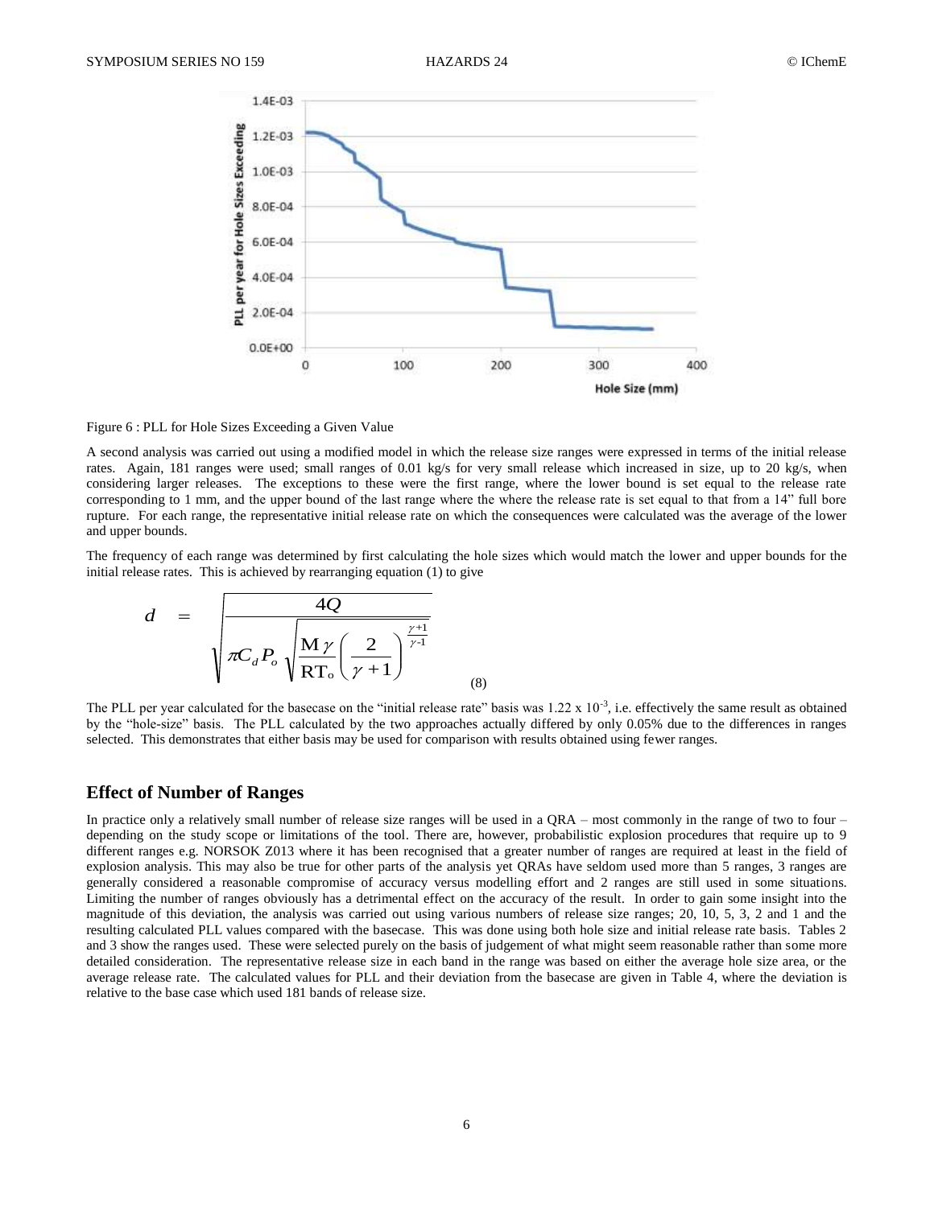Figure 6 : PLL for Hole Sizes Exceeding a Given Value

A second analysis was carried out using a modified model in which the release size ranges were expressed in terms of the initial release rates. Again, 181 ranges were used; small ranges of 0.01 kg/s for very small release which increased in size, up to 20 kg/s, when considering larger releases. The exceptions to these were the first range, where the lower bound is set equal to the release rate corresponding to 1 mm, and the upper bound of the last range where the where the release rate is set equal to that from a 14" full bore rupture. For each range, the representative initial release rate on which the consequences were calculated was the average of the lower and upper bounds.

The frequency of each range was determined by first calculating the hole sizes which would match the lower and upper bounds for the initial release rates. This is achieved by rearranging equation (1) to give

$$d = \sqrt{\frac{4Q}{\pi C_d P_o \sqrt{\frac{M\gamma}{RT_o}\left(\frac{2}{\gamma+1}\right)^{\frac{\gamma+1}{\gamma-1}}}}} \tag{8}$$

The PLL per year calculated for the basecase on the "initial release rate" basis was 1.22 x $10^{-3}$, i.e. effectively the same result as obtained by the "hole-size" basis. The PLL calculated by the two approaches actually differed by only 0.05% due to the differences in ranges selected. This demonstrates that either basis may be used for comparison with results obtained using fewer ranges.

## Effect of Number of Ranges

In practice only a relatively small number of release size ranges will be used in a QRA – most commonly in the range of two to four – depending on the study scope or limitations of the tool. There are, however, probabilistic explosion procedures that require up to 9 different ranges e.g. NORSOK Z013 where it has been recognised that a greater number of ranges are required at least in the field of explosion analysis. This may also be true for other parts of the analysis yet QRAs have seldom used more than 5 ranges, 3 ranges are generally considered a reasonable compromise of accuracy versus modelling effort and 2 ranges are still used in some situations. Limiting the number of ranges obviously has a detrimental effect on the accuracy of the result. In order to gain some insight into the magnitude of this deviation, the analysis was carried out using various numbers of release size ranges; 20, 10, 5, 3, 2 and 1 and the resulting calculated PLL values compared with the basecase. This was done using both hole size and initial release rate basis. Tables 2 and 3 show the ranges used. These were selected purely on the basis of judgement of what might seem reasonable rather than some more detailed consideration. The representative release size in each band in the range was based on either the average hole size area, or the average release rate. The calculated values for PLL and their deviation from the basecase are given in Table 4, where the deviation is relative to the base case which used 181 bands of release size.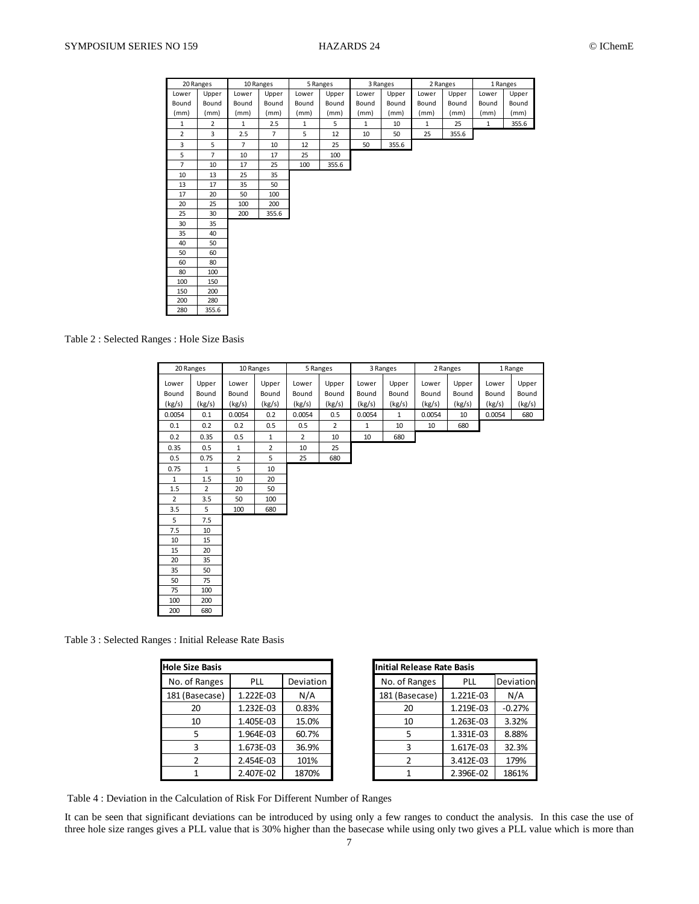| 20 Ranges | | 10 Ranges | | 5 Ranges | | 3 Ranges | | 2 Ranges | | 1 Ranges | |
|---|---|---|---|---|---|---|---|---|---|---|---|
| Lower Bound (mm) | Upper Bound (mm) | Lower Bound (mm) | Upper Bound (mm) | Lower Bound (mm) | Upper Bound (mm) | Lower Bound (mm) | Upper Bound (mm) | Lower Bound (mm) | Upper Bound (mm) | Lower Bound (mm) | Upper Bound (mm) |
| 1 | 2 | 1 | 2.5 | 1 | 5 | 1 | 10 | 1 | 25 | 1 | 355.6 |
| 2 | 3 | 2.5 | 7 | 5 | 12 | 10 | 50 | 25 | 355.6 | | |
| 3 | 5 | 7 | 10 | 12 | 25 | 50 | 355.6 | | | | |
| 5 | 7 | 10 | 17 | 25 | 100 | | | | | | |
| 7 | 10 | 17 | 25 | 100 | 355.6 | | | | | | |
| 10 | 13 | 25 | 35 | | | | | | | | |
| 13 | 17 | 35 | 50 | | | | | | | | |
| 17 | 20 | 50 | 100 | | | | | | | | |
| 20 | 25 | 100 | 200 | | | | | | | | |
| 25 | 30 | 200 | 355.6 | | | | | | | | |
| 30 | 35 | | | | | | | | | | |
| 35 | 40 | | | | | | | | | | |
| 40 | 50 | | | | | | | | | | |
| 50 | 60 | | | | | | | | | | |
| 60 | 80 | | | | | | | | | | |
| 80 | 100 | | | | | | | | | | |
| 100 | 150 | | | | | | | | | | |
| 150 | 200 | | | | | | | | | | |
| 200 | 280 | | | | | | | | | | |
| 280 | 355.6 | | | | | | | | | | |

Table 2 : Selected Ranges : Hole Size Basis

| 20 Ranges | | 10 Ranges | | 5 Ranges | | 3 Ranges | | 2 Ranges | | 1 Range | |
|---|---|---|---|---|---|---|---|---|---|---|---|
| Lower Bound (kg/s) | Upper Bound (kg/s) | Lower Bound (kg/s) | Upper Bound (kg/s) | Lower Bound (kg/s) | Upper Bound (kg/s) | Lower Bound (kg/s) | Upper Bound (kg/s) | Lower Bound (kg/s) | Upper Bound (kg/s) | Lower Bound (kg/s) | Upper Bound (kg/s) |
| 0.0054 | 0.1 | 0.0054 | 0.2 | 0.0054 | 0.5 | 0.0054 | 1 | 0.0054 | 10 | 0.0054 | 680 |
| 0.1 | 0.2 | 0.2 | 0.5 | 0.5 | 2 | 1 | 10 | 10 | 680 | | |
| 0.2 | 0.35 | 0.5 | 1 | 2 | 10 | 10 | 680 | | | | |
| 0.35 | 0.5 | 1 | 2 | 10 | 25 | | | | | | |
| 0.5 | 0.75 | 2 | 5 | 25 | 680 | | | | | | |
| 0.75 | 1 | 5 | 10 | | | | | | | | |
| 1 | 1.5 | 10 | 20 | | | | | | | | |
| 1.5 | 2 | 20 | 50 | | | | | | | | |
| 2 | 3.5 | 50 | 100 | | | | | | | | |
| 3.5 | 5 | 100 | 680 | | | | | | | | |
| 5 | 7.5 | | | | | | | | | | |
| 7.5 | 10 | | | | | | | | | | |
| 10 | 15 | | | | | | | | | | |
| 15 | 20 | | | | | | | | | | |
| 20 | 35 | | | | | | | | | | |
| 35 | 50 | | | | | | | | | | |
| 50 | 75 | | | | | | | | | | |
| 75 | 100 | | | | | | | | | | |
| 100 | 200 | | | | | | | | | | |
| 200 | 680 | | | | | | | | | | |

Table 3 : Selected Ranges : Initial Release Rate Basis

| **Hole Size Basis** | | |
|---|---|---|
| No. of Ranges | PLL | Deviation |
| 181 (Basecase) | 1.222E-03 | N/A |
| 20 | 1.232E-03 | 0.83% |
| 10 | 1.405E-03 | 15.0% |
| 5 | 1.964E-03 | 60.7% |
| 3 | 1.673E-03 | 36.9% |
| 2 | 2.454E-03 | 101% |
| 1 | 2.407E-02 | 1870% |

| **Initial Release Rate Basis** | | |
|---|---|---|
| No. of Ranges | PLL | Deviation |
| 181 (Basecase) | 1.221E-03 | N/A |
| 20 | 1.219E-03 | -0.27% |
| 10 | 1.263E-03 | 3.32% |
| 5 | 1.331E-03 | 8.88% |
| 3 | 1.617E-03 | 32.3% |
| 2 | 3.412E-03 | 179% |
| 1 | 2.396E-02 | 1861% |

Table 4 : Deviation in the Calculation of Risk For Different Number of Ranges

It can be seen that significant deviations can be introduced by using only a few ranges to conduct the analysis. In this case the use of three hole size ranges gives a PLL value that is 30% higher than the basecase while using only two gives a PLL value which is more than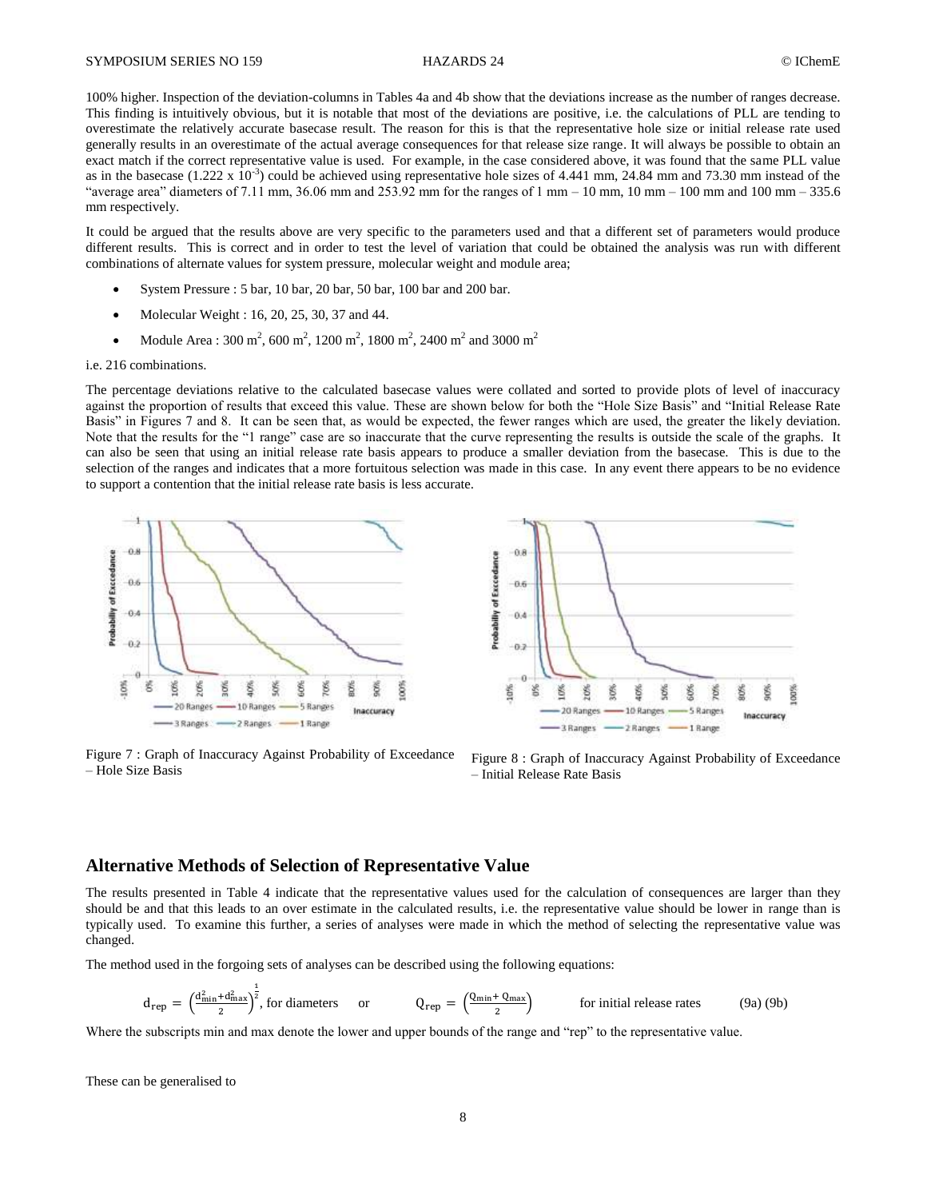100% higher. Inspection of the deviation-columns in Tables 4a and 4b show that the deviations increase as the number of ranges decrease. This finding is intuitively obvious, but it is notable that most of the deviations are positive, i.e. the calculations of PLL are tending to overestimate the relatively accurate basecase result. The reason for this is that the representative hole size or initial release rate used generally results in an overestimate of the actual average consequences for that release size range. It will always be possible to obtain an exact match if the correct representative value is used. For example, in the case considered above, it was found that the same PLL value as in the basecase ($1.222 \times 10^{-3}$) could be achieved using representative hole sizes of 4.441 mm, 24.84 mm and 73.30 mm instead of the "average area" diameters of 7.11 mm, 36.06 mm and 253.92 mm for the ranges of 1 mm – 10 mm, 10 mm – 100 mm and 100 mm – 335.6 mm respectively.

It could be argued that the results above are very specific to the parameters used and that a different set of parameters would produce different results. This is correct and in order to test the level of variation that could be obtained the analysis was run with different combinations of alternate values for system pressure, molecular weight and module area;

- System Pressure : 5 bar, 10 bar, 20 bar, 50 bar, 100 bar and 200 bar.
- Molecular Weight : 16, 20, 25, 30, 37 and 44.
- Module Area : 300 m$^2$, 600 m$^2$, 1200 m$^2$, 1800 m$^2$, 2400 m$^2$ and 3000 m$^2$

i.e. 216 combinations.

The percentage deviations relative to the calculated basecase values were collated and sorted to provide plots of level of inaccuracy against the proportion of results that exceed this value. These are shown below for both the "Hole Size Basis" and "Initial Release Rate Basis" in Figures 7 and 8. It can be seen that, as would be expected, the fewer ranges which are used, the greater the likely deviation. Note that the results for the "1 range" case are so inaccurate that the curve representing the results is outside the scale of the graphs. It can also be seen that using an initial release rate basis appears to produce a smaller deviation from the basecase. This is due to the selection of the ranges and indicates that a more fortuitous selection was made in this case. In any event there appears to be no evidence to support a contention that the initial release rate basis is less accurate.

Figure 7 : Graph of Inaccuracy Against Probability of Exceedance – Hole Size Basis

Figure 8 : Graph of Inaccuracy Against Probability of Exceedance – Initial Release Rate Basis

## Alternative Methods of Selection of Representative Value

The results presented in Table 4 indicate that the representative values used for the calculation of consequences are larger than they should be and that this leads to an over estimate in the calculated results, i.e. the representative value should be lower in range than is typically used. To examine this further, a series of analyses were made in which the method of selecting the representative value was changed.

The method used in the forgoing sets of analyses can be described using the following equations:

$$d_{rep} = \left(\frac{d_{min}^2 + d_{max}^2}{2}\right)^{\frac{1}{2}}, \text{ for diameters} \quad \text{or} \quad Q_{rep} = \left(\frac{Q_{min} + Q_{max}}{2}\right) \quad \text{for initial release rates} \qquad (9a)\,(9b)$$

Where the subscripts min and max denote the lower and upper bounds of the range and "rep" to the representative value.

These can be generalised to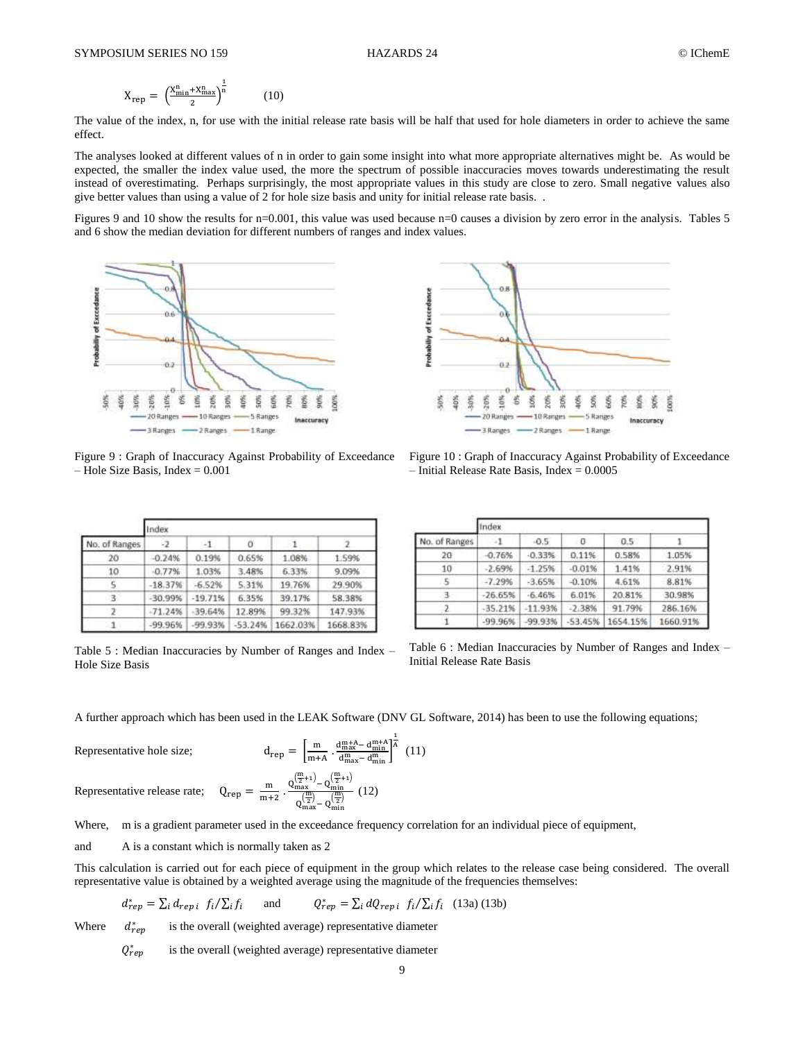$$X_{rep} = \left(\frac{X_{min}^n + X_{max}^n}{2}\right)^{\frac{1}{n}} \qquad (10)$$

The value of the index, n, for use with the initial release rate basis will be half that used for hole diameters in order to achieve the same effect.

The analyses looked at different values of n in order to gain some insight into what more appropriate alternatives might be. As would be expected, the smaller the index value used, the more the spectrum of possible inaccuracies moves towards underestimating the result instead of overestimating. Perhaps surprisingly, the most appropriate values in this study are close to zero. Small negative values also give better values than using a value of 2 for hole size basis and unity for initial release rate basis. .

Figures 9 and 10 show the results for n=0.001, this value was used because n=0 causes a division by zero error in the analysis. Tables 5 and 6 show the median deviation for different numbers of ranges and index values.

Figure 9 : Graph of Inaccuracy Against Probability of Exceedance – Hole Size Basis, Index = 0.001

Figure 10 : Graph of Inaccuracy Against Probability of Exceedance – Initial Release Rate Basis, Index = 0.0005

| | Index | | | | |
|---|---|---|---|---|---|
| No. of Ranges | -2 | -1 | 0 | 1 | 2 |
| 20 | -0.24% | 0.19% | 0.65% | 1.08% | 1.59% |
| 10 | -0.77% | 1.03% | 3.48% | 6.33% | 9.09% |
| 5 | -18.37% | -6.52% | 5.31% | 19.76% | 29.90% |
| 3 | -30.99% | -19.71% | 6.35% | 39.17% | 58.38% |
| 2 | -71.24% | -39.64% | 12.89% | 99.32% | 147.93% |
| 1 | -99.96% | -99.93% | -53.24% | 1662.03% | 1668.83% |

Table 5 : Median Inaccuracies by Number of Ranges and Index – Hole Size Basis

| | Index | | | | |
|---|---|---|---|---|---|
| No. of Ranges | -1 | -0.5 | 0 | 0.5 | 1 |
| 20 | -0.76% | -0.33% | 0.11% | 0.58% | 1.05% |
| 10 | -2.69% | -1.25% | -0.01% | 1.41% | 2.91% |
| 5 | -7.29% | -3.65% | -0.10% | 4.61% | 8.81% |
| 3 | -26.65% | -6.46% | 6.01% | 20.81% | 30.98% |
| 2 | -35.21% | -11.93% | -2.38% | 91.79% | 286.16% |
| 1 | -99.96% | -99.93% | -53.45% | 1654.15% | 1660.91% |

Table 6 : Median Inaccuracies by Number of Ranges and Index – Initial Release Rate Basis

A further approach which has been used in the LEAK Software (DNV GL Software, 2014) has been to use the following equations;

Representative hole size;

$$d_{rep} = \left[\frac{m}{m+A} \cdot \frac{d_{max}^{m+A} - d_{min}^{m+A}}{d_{max}^{m} - d_{min}^{m}}\right]^{\frac{1}{A}} \quad (11)$$

Representative release rate;

$$Q_{rep} = \frac{m}{m+2} \cdot \frac{Q_{max}^{\left(\frac{m}{2}+1\right)} - Q_{min}^{\left(\frac{m}{2}+1\right)}}{Q_{max}^{\left(\frac{m}{2}\right)} - Q_{min}^{\left(\frac{m}{2}\right)}} \quad (12)$$

Where, m is a gradient parameter used in the exceedance frequency correlation for an individual piece of equipment,

and A is a constant which is normally taken as 2

This calculation is carried out for each piece of equipment in the group which relates to the release case being considered. The overall representative value is obtained by a weighted average using the magnitude of the frequencies themselves:

$$d_{rep}^* = \sum_i d_{rep\,i} \ f_i / \sum_i f_i \quad \text{and} \quad Q_{rep}^* = \sum_i dQ_{rep\,i} \ f_i / \sum_i f_i \quad (13a)\ (13b)$$

Where $d_{rep}^*$ is the overall (weighted average) representative diameter

$Q_{rep}^*$ is the overall (weighted average) representative diameter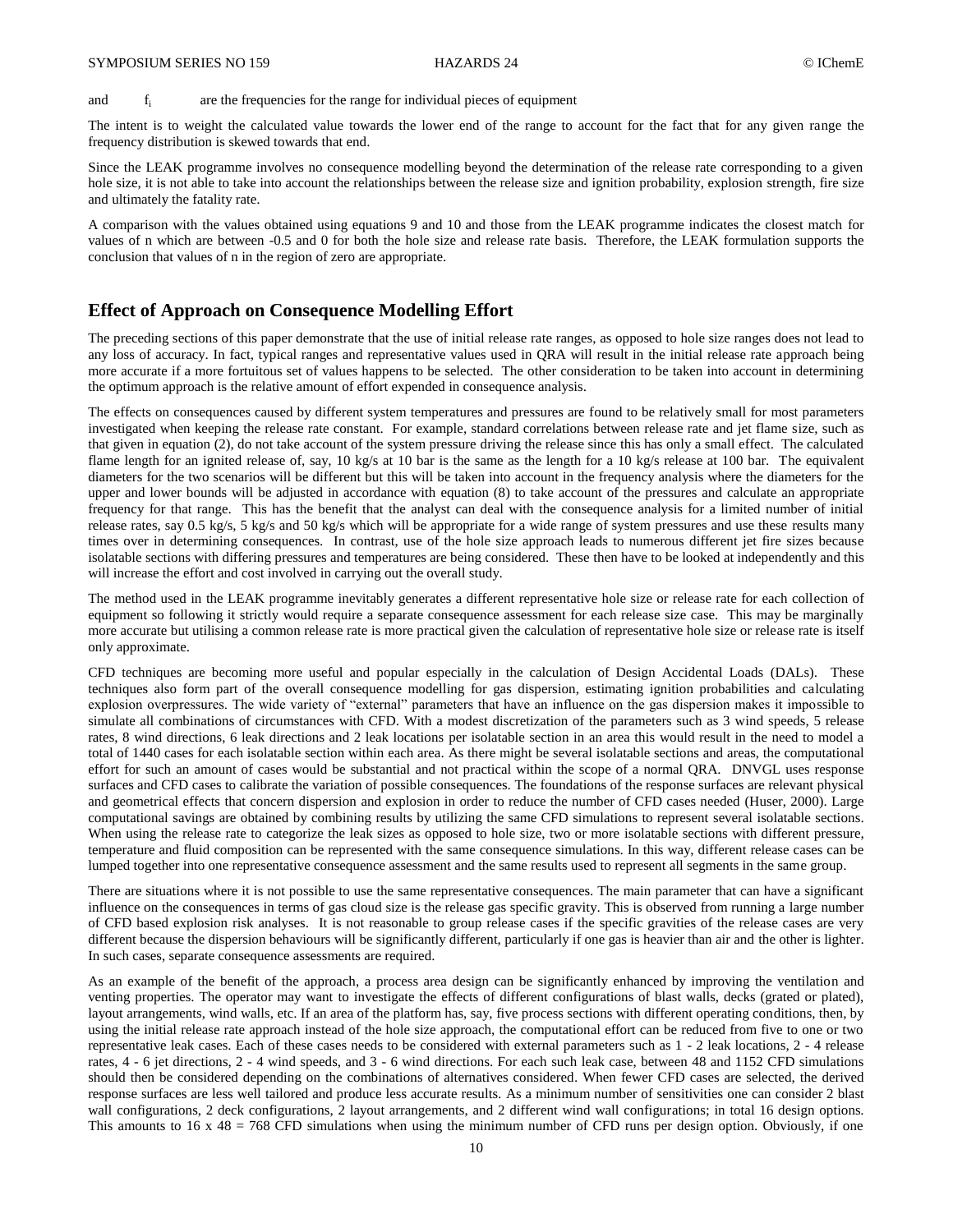and $f_i$ are the frequencies for the range for individual pieces of equipment

The intent is to weight the calculated value towards the lower end of the range to account for the fact that for any given range the frequency distribution is skewed towards that end.

Since the LEAK programme involves no consequence modelling beyond the determination of the release rate corresponding to a given hole size, it is not able to take into account the relationships between the release size and ignition probability, explosion strength, fire size and ultimately the fatality rate.

A comparison with the values obtained using equations 9 and 10 and those from the LEAK programme indicates the closest match for values of n which are between -0.5 and 0 for both the hole size and release rate basis. Therefore, the LEAK formulation supports the conclusion that values of n in the region of zero are appropriate.

## Effect of Approach on Consequence Modelling Effort

The preceding sections of this paper demonstrate that the use of initial release rate ranges, as opposed to hole size ranges does not lead to any loss of accuracy. In fact, typical ranges and representative values used in QRA will result in the initial release rate approach being more accurate if a more fortuitous set of values happens to be selected. The other consideration to be taken into account in determining the optimum approach is the relative amount of effort expended in consequence analysis.

The effects on consequences caused by different system temperatures and pressures are found to be relatively small for most parameters investigated when keeping the release rate constant. For example, standard correlations between release rate and jet flame size, such as that given in equation (2), do not take account of the system pressure driving the release since this has only a small effect. The calculated flame length for an ignited release of, say, 10 kg/s at 10 bar is the same as the length for a 10 kg/s release at 100 bar. The equivalent diameters for the two scenarios will be different but this will be taken into account in the frequency analysis where the diameters for the upper and lower bounds will be adjusted in accordance with equation (8) to take account of the pressures and calculate an appropriate frequency for that range. This has the benefit that the analyst can deal with the consequence analysis for a limited number of initial release rates, say 0.5 kg/s, 5 kg/s and 50 kg/s which will be appropriate for a wide range of system pressures and use these results many times over in determining consequences. In contrast, use of the hole size approach leads to numerous different jet fire sizes because isolatable sections with differing pressures and temperatures are being considered. These then have to be looked at independently and this will increase the effort and cost involved in carrying out the overall study.

The method used in the LEAK programme inevitably generates a different representative hole size or release rate for each collection of equipment so following it strictly would require a separate consequence assessment for each release size case. This may be marginally more accurate but utilising a common release rate is more practical given the calculation of representative hole size or release rate is itself only approximate.

CFD techniques are becoming more useful and popular especially in the calculation of Design Accidental Loads (DALs). These techniques also form part of the overall consequence modelling for gas dispersion, estimating ignition probabilities and calculating explosion overpressures. The wide variety of "external" parameters that have an influence on the gas dispersion makes it impossible to simulate all combinations of circumstances with CFD. With a modest discretization of the parameters such as 3 wind speeds, 5 release rates, 8 wind directions, 6 leak directions and 2 leak locations per isolatable section in an area this would result in the need to model a total of 1440 cases for each isolatable section within each area. As there might be several isolatable sections and areas, the computational effort for such an amount of cases would be substantial and not practical within the scope of a normal QRA. DNVGL uses response surfaces and CFD cases to calibrate the variation of possible consequences. The foundations of the response surfaces are relevant physical and geometrical effects that concern dispersion and explosion in order to reduce the number of CFD cases needed (Huser, 2000). Large computational savings are obtained by combining results by utilizing the same CFD simulations to represent several isolatable sections. When using the release rate to categorize the leak sizes as opposed to hole size, two or more isolatable sections with different pressure, temperature and fluid composition can be represented with the same consequence simulations. In this way, different release cases can be lumped together into one representative consequence assessment and the same results used to represent all segments in the same group.

There are situations where it is not possible to use the same representative consequences. The main parameter that can have a significant influence on the consequences in terms of gas cloud size is the release gas specific gravity. This is observed from running a large number of CFD based explosion risk analyses. It is not reasonable to group release cases if the specific gravities of the release cases are very different because the dispersion behaviours will be significantly different, particularly if one gas is heavier than air and the other is lighter. In such cases, separate consequence assessments are required.

As an example of the benefit of the approach, a process area design can be significantly enhanced by improving the ventilation and venting properties. The operator may want to investigate the effects of different configurations of blast walls, decks (grated or plated), layout arrangements, wind walls, etc. If an area of the platform has, say, five process sections with different operating conditions, then, by using the initial release rate approach instead of the hole size approach, the computational effort can be reduced from five to one or two representative leak cases. Each of these cases needs to be considered with external parameters such as 1 - 2 leak locations, 2 - 4 release rates, 4 - 6 jet directions, 2 - 4 wind speeds, and 3 - 6 wind directions. For each such leak case, between 48 and 1152 CFD simulations should then be considered depending on the combinations of alternatives considered. When fewer CFD cases are selected, the derived response surfaces are less well tailored and produce less accurate results. As a minimum number of sensitivities one can consider 2 blast wall configurations, 2 deck configurations, 2 layout arrangements, and 2 different wind wall configurations; in total 16 design options. This amounts to 16 x 48 = 768 CFD simulations when using the minimum number of CFD runs per design option. Obviously, if one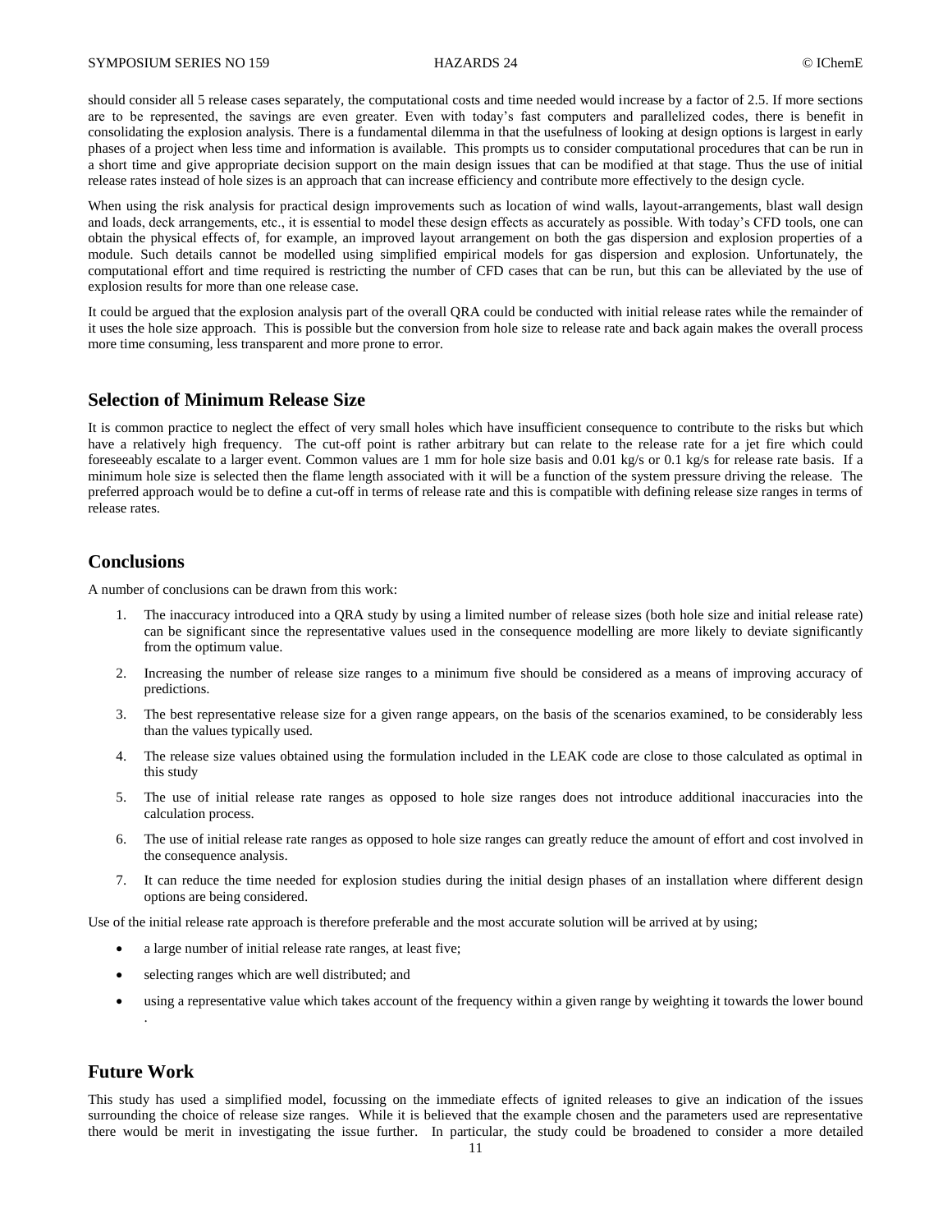should consider all 5 release cases separately, the computational costs and time needed would increase by a factor of 2.5. If more sections are to be represented, the savings are even greater. Even with today's fast computers and parallelized codes, there is benefit in consolidating the explosion analysis. There is a fundamental dilemma in that the usefulness of looking at design options is largest in early phases of a project when less time and information is available. This prompts us to consider computational procedures that can be run in a short time and give appropriate decision support on the main design issues that can be modified at that stage. Thus the use of initial release rates instead of hole sizes is an approach that can increase efficiency and contribute more effectively to the design cycle.

When using the risk analysis for practical design improvements such as location of wind walls, layout-arrangements, blast wall design and loads, deck arrangements, etc., it is essential to model these design effects as accurately as possible. With today's CFD tools, one can obtain the physical effects of, for example, an improved layout arrangement on both the gas dispersion and explosion properties of a module. Such details cannot be modelled using simplified empirical models for gas dispersion and explosion. Unfortunately, the computational effort and time required is restricting the number of CFD cases that can be run, but this can be alleviated by the use of explosion results for more than one release case.

It could be argued that the explosion analysis part of the overall QRA could be conducted with initial release rates while the remainder of it uses the hole size approach. This is possible but the conversion from hole size to release rate and back again makes the overall process more time consuming, less transparent and more prone to error.

## Selection of Minimum Release Size

It is common practice to neglect the effect of very small holes which have insufficient consequence to contribute to the risks but which have a relatively high frequency. The cut-off point is rather arbitrary but can relate to the release rate for a jet fire which could foreseeably escalate to a larger event. Common values are 1 mm for hole size basis and 0.01 kg/s or 0.1 kg/s for release rate basis. If a minimum hole size is selected then the flame length associated with it will be a function of the system pressure driving the release. The preferred approach would be to define a cut-off in terms of release rate and this is compatible with defining release size ranges in terms of release rates.

## Conclusions

A number of conclusions can be drawn from this work:

1. The inaccuracy introduced into a QRA study by using a limited number of release sizes (both hole size and initial release rate) can be significant since the representative values used in the consequence modelling are more likely to deviate significantly from the optimum value.
2. Increasing the number of release size ranges to a minimum five should be considered as a means of improving accuracy of predictions.
3. The best representative release size for a given range appears, on the basis of the scenarios examined, to be considerably less than the values typically used.
4. The release size values obtained using the formulation included in the LEAK code are close to those calculated as optimal in this study
5. The use of initial release rate ranges as opposed to hole size ranges does not introduce additional inaccuracies into the calculation process.
6. The use of initial release rate ranges as opposed to hole size ranges can greatly reduce the amount of effort and cost involved in the consequence analysis.
7. It can reduce the time needed for explosion studies during the initial design phases of an installation where different design options are being considered.

Use of the initial release rate approach is therefore preferable and the most accurate solution will be arrived at by using;

- a large number of initial release rate ranges, at least five;
- selecting ranges which are well distributed; and
- using a representative value which takes account of the frequency within a given range by weighting it towards the lower bound .

## Future Work

This study has used a simplified model, focussing on the immediate effects of ignited releases to give an indication of the issues surrounding the choice of release size ranges. While it is believed that the example chosen and the parameters used are representative there would be merit in investigating the issue further. In particular, the study could be broadened to consider a more detailed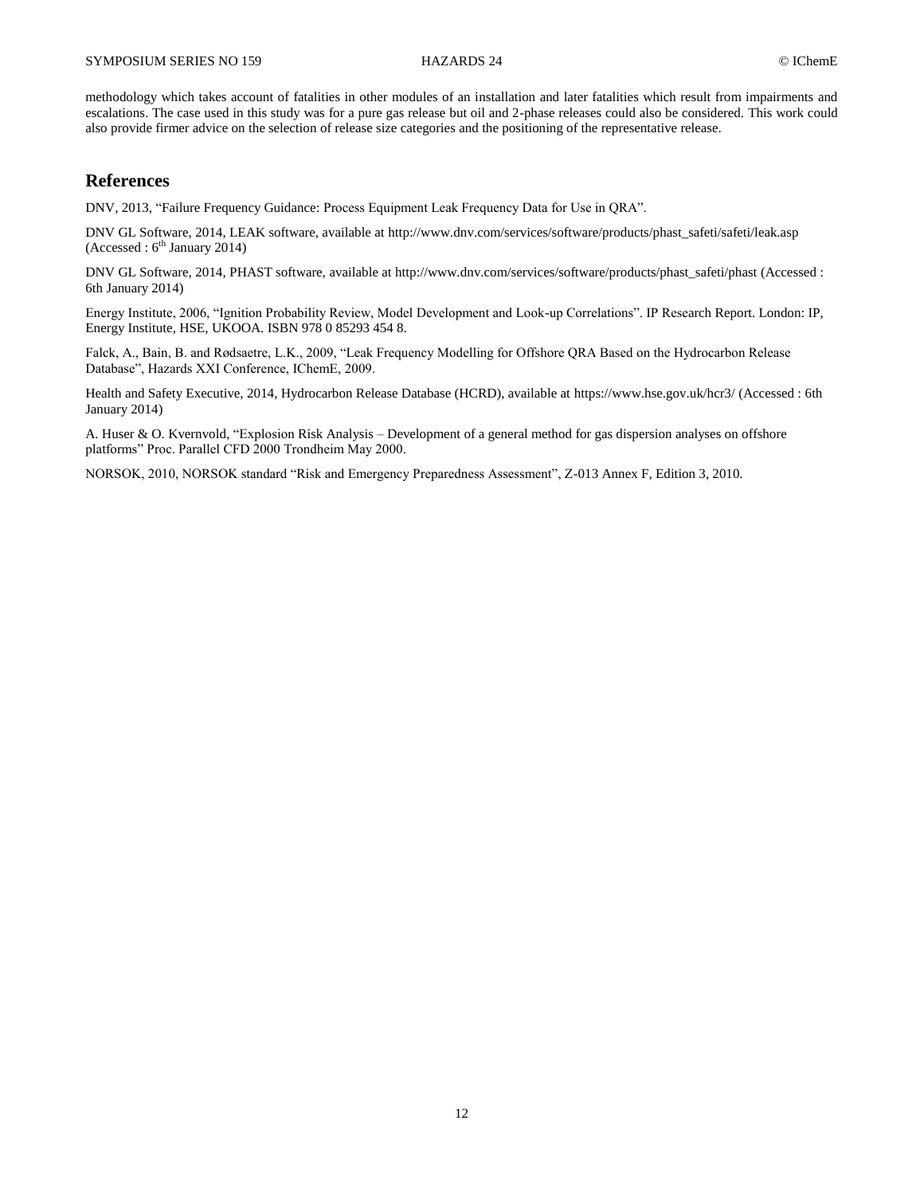methodology which takes account of fatalities in other modules of an installation and later fatalities which result from impairments and escalations. The case used in this study was for a pure gas release but oil and 2-phase releases could also be considered. This work could also provide firmer advice on the selection of release size categories and the positioning of the representative release.

## References

DNV, 2013, "Failure Frequency Guidance: Process Equipment Leak Frequency Data for Use in QRA".

DNV GL Software, 2014, LEAK software, available at http://www.dnv.com/services/software/products/phast_safeti/safeti/leak.asp (Accessed : 6th January 2014)

DNV GL Software, 2014, PHAST software, available at http://www.dnv.com/services/software/products/phast_safeti/phast (Accessed : 6th January 2014)

Energy Institute, 2006, "Ignition Probability Review, Model Development and Look-up Correlations". IP Research Report. London: IP, Energy Institute, HSE, UKOOA. ISBN 978 0 85293 454 8.

Falck, A., Bain, B. and Rødsaetre, L.K., 2009, "Leak Frequency Modelling for Offshore QRA Based on the Hydrocarbon Release Database", Hazards XXI Conference, IChemE, 2009.

Health and Safety Executive, 2014, Hydrocarbon Release Database (HCRD), available at https://www.hse.gov.uk/hcr3/ (Accessed : 6th January 2014)

A. Huser & O. Kvernvold, "Explosion Risk Analysis – Development of a general method for gas dispersion analyses on offshore platforms" Proc. Parallel CFD 2000 Trondheim May 2000.

NORSOK, 2010, NORSOK standard "Risk and Emergency Preparedness Assessment", Z-013 Annex F, Edition 3, 2010.